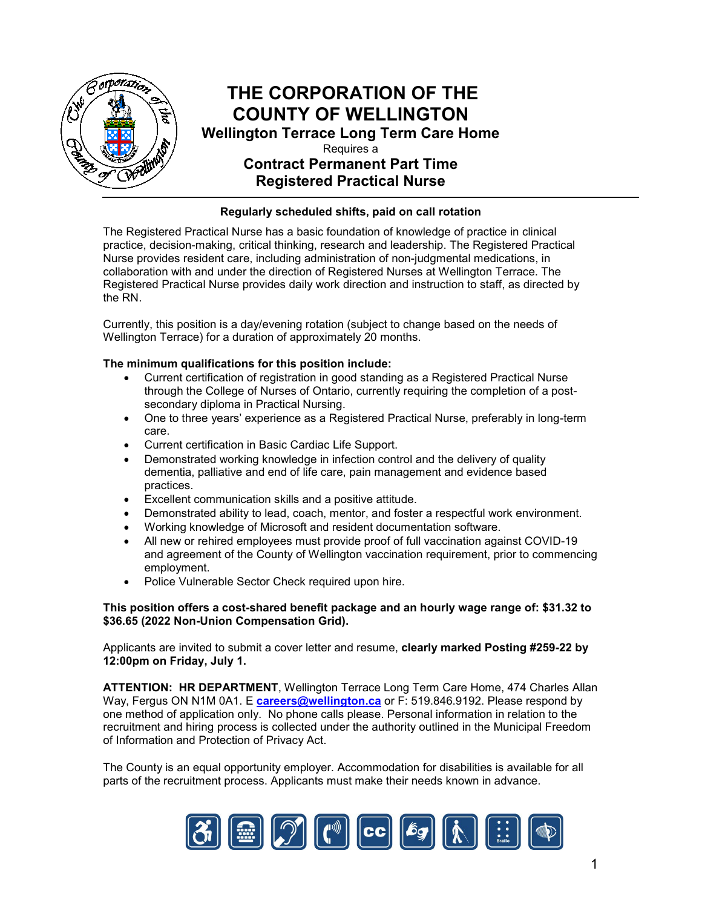# THE CORPORATION OF THE COUNTY OF WELLINGTON

## Wellington Terrace Long Term Care Home

Requires a

## Contract Permanent Part Time Registered Practical Nurse

**Regularly scheduled shifts, paid on call rotation**

The Registered Practical Nurse has a basic foundation of knowledge of practice in clinical practice, decision-making, critical thinking, research and leadership. The Registered Practical Nurse provides resident care, including administration of non-judgmental medications, in collaboration with and under the direction of Registered Nurses at Wellington Terrace. The Registered Practical Nurse provides daily work direction and instruction to staff, as directed by the RN.

Currently, this position is a day/evening rotation (subject to change based on the needs of Wellington Terrace) for a duration of approximately 20 months.

**The minimum qualifications for this position include:**

- Current certification of registration in good standing as a Registered Practical Nurse through the College of Nurses of Ontario, currently requiring the completion of a post-secondary diploma in Practical Nursing.
- One to three years' experience as a Registered Practical Nurse, preferably in long-term care.
- Current certification in Basic Cardiac Life Support.
- Demonstrated working knowledge in infection control and the delivery of quality dementia, palliative and end of life care, pain management and evidence based practices.
- Excellent communication skills and a positive attitude.
- Demonstrated ability to lead, coach, mentor, and foster a respectful work environment.
- Working knowledge of Microsoft and resident documentation software.
- All new or rehired employees must provide proof of full vaccination against COVID-19 and agreement of the County of Wellington vaccination requirement, prior to commencing employment.
- Police Vulnerable Sector Check required upon hire.

**This position offers a cost-shared benefit package and an hourly wage range of: $31.32 to $36.65 (2022 Non-Union Compensation Grid).**

Applicants are invited to submit a cover letter and resume, **clearly marked Posting #259-22 by 12:00pm on Friday, July 1.**

**ATTENTION: HR DEPARTMENT**, Wellington Terrace Long Term Care Home, 474 Charles Allan Way, Fergus ON N1M 0A1. E **careers@wellington.ca** or F: 519.846.9192. Please respond by one method of application only. No phone calls please. Personal information in relation to the recruitment and hiring process is collected under the authority outlined in the Municipal Freedom of Information and Protection of Privacy Act.

The County is an equal opportunity employer. Accommodation for disabilities is available for all parts of the recruitment process. Applicants must make their needs known in advance.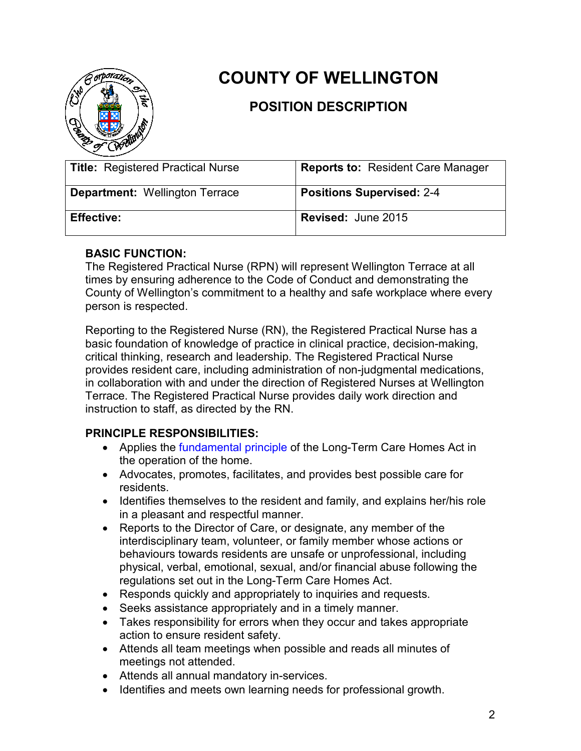# COUNTY OF WELLINGTON

## POSITION DESCRIPTION

| **Title:** Registered Practical Nurse | **Reports to:** Resident Care Manager |
|---|---|
| **Department:** Wellington Terrace | **Positions Supervised:** 2-4 |
| **Effective:** | **Revised:** June 2015 |

### BASIC FUNCTION:

The Registered Practical Nurse (RPN) will represent Wellington Terrace at all times by ensuring adherence to the Code of Conduct and demonstrating the County of Wellington's commitment to a healthy and safe workplace where every person is respected.

Reporting to the Registered Nurse (RN), the Registered Practical Nurse has a basic foundation of knowledge of practice in clinical practice, decision-making, critical thinking, research and leadership. The Registered Practical Nurse provides resident care, including administration of non-judgmental medications, in collaboration with and under the direction of Registered Nurses at Wellington Terrace. The Registered Practical Nurse provides daily work direction and instruction to staff, as directed by the RN.

### PRINCIPLE RESPONSIBILITIES:

- Applies the fundamental principle of the Long-Term Care Homes Act in the operation of the home.
- Advocates, promotes, facilitates, and provides best possible care for residents.
- Identifies themselves to the resident and family, and explains her/his role in a pleasant and respectful manner.
- Reports to the Director of Care, or designate, any member of the interdisciplinary team, volunteer, or family member whose actions or behaviours towards residents are unsafe or unprofessional, including physical, verbal, emotional, sexual, and/or financial abuse following the regulations set out in the Long-Term Care Homes Act.
- Responds quickly and appropriately to inquiries and requests.
- Seeks assistance appropriately and in a timely manner.
- Takes responsibility for errors when they occur and takes appropriate action to ensure resident safety.
- Attends all team meetings when possible and reads all minutes of meetings not attended.
- Attends all annual mandatory in-services.
- Identifies and meets own learning needs for professional growth.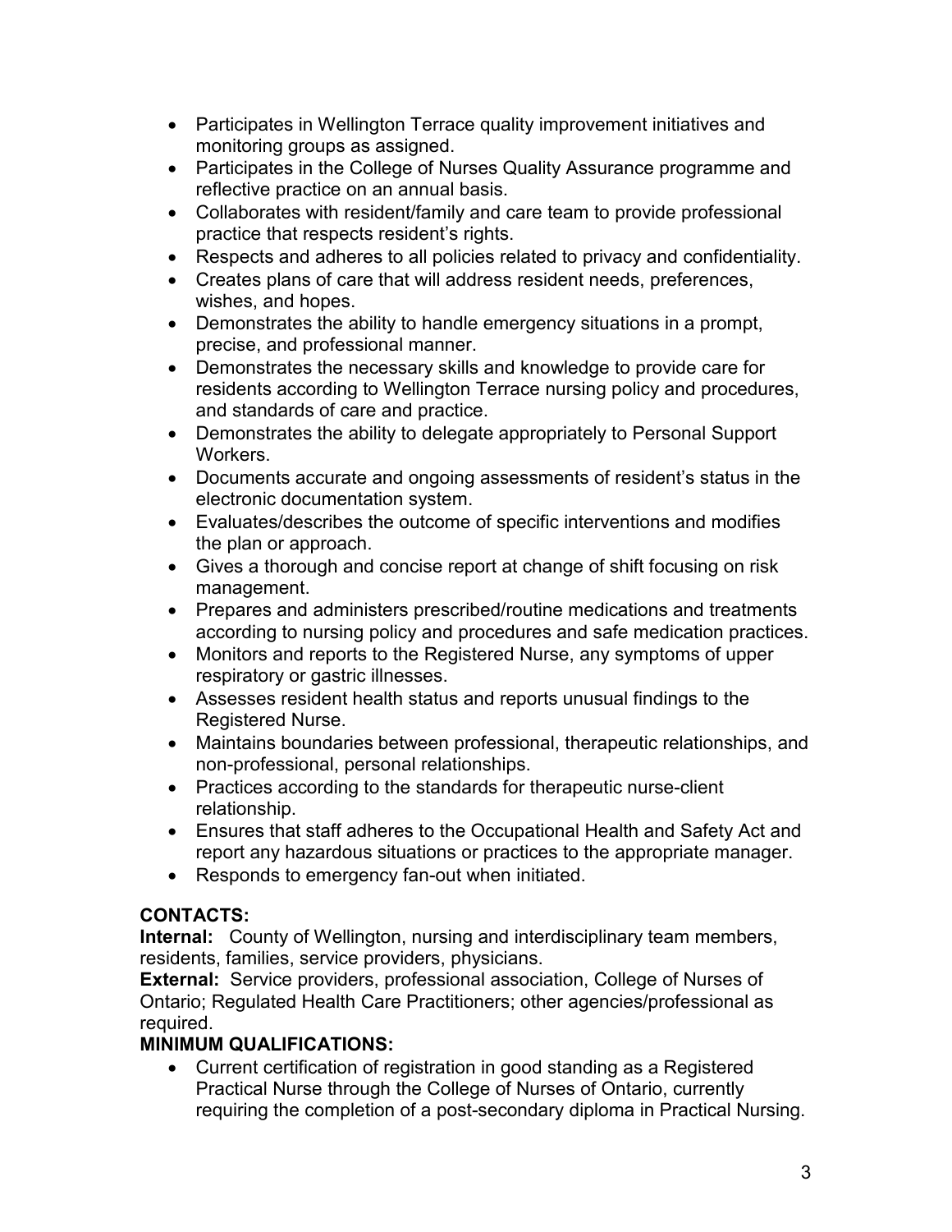- Participates in Wellington Terrace quality improvement initiatives and monitoring groups as assigned.
- Participates in the College of Nurses Quality Assurance programme and reflective practice on an annual basis.
- Collaborates with resident/family and care team to provide professional practice that respects resident's rights.
- Respects and adheres to all policies related to privacy and confidentiality.
- Creates plans of care that will address resident needs, preferences, wishes, and hopes.
- Demonstrates the ability to handle emergency situations in a prompt, precise, and professional manner.
- Demonstrates the necessary skills and knowledge to provide care for residents according to Wellington Terrace nursing policy and procedures, and standards of care and practice.
- Demonstrates the ability to delegate appropriately to Personal Support Workers.
- Documents accurate and ongoing assessments of resident's status in the electronic documentation system.
- Evaluates/describes the outcome of specific interventions and modifies the plan or approach.
- Gives a thorough and concise report at change of shift focusing on risk management.
- Prepares and administers prescribed/routine medications and treatments according to nursing policy and procedures and safe medication practices.
- Monitors and reports to the Registered Nurse, any symptoms of upper respiratory or gastric illnesses.
- Assesses resident health status and reports unusual findings to the Registered Nurse.
- Maintains boundaries between professional, therapeutic relationships, and non-professional, personal relationships.
- Practices according to the standards for therapeutic nurse-client relationship.
- Ensures that staff adheres to the Occupational Health and Safety Act and report any hazardous situations or practices to the appropriate manager.
- Responds to emergency fan-out when initiated.

**CONTACTS:**

**Internal:** County of Wellington, nursing and interdisciplinary team members, residents, families, service providers, physicians.

**External:** Service providers, professional association, College of Nurses of Ontario; Regulated Health Care Practitioners; other agencies/professional as required.

**MINIMUM QUALIFICATIONS:**

- Current certification of registration in good standing as a Registered Practical Nurse through the College of Nurses of Ontario, currently requiring the completion of a post-secondary diploma in Practical Nursing.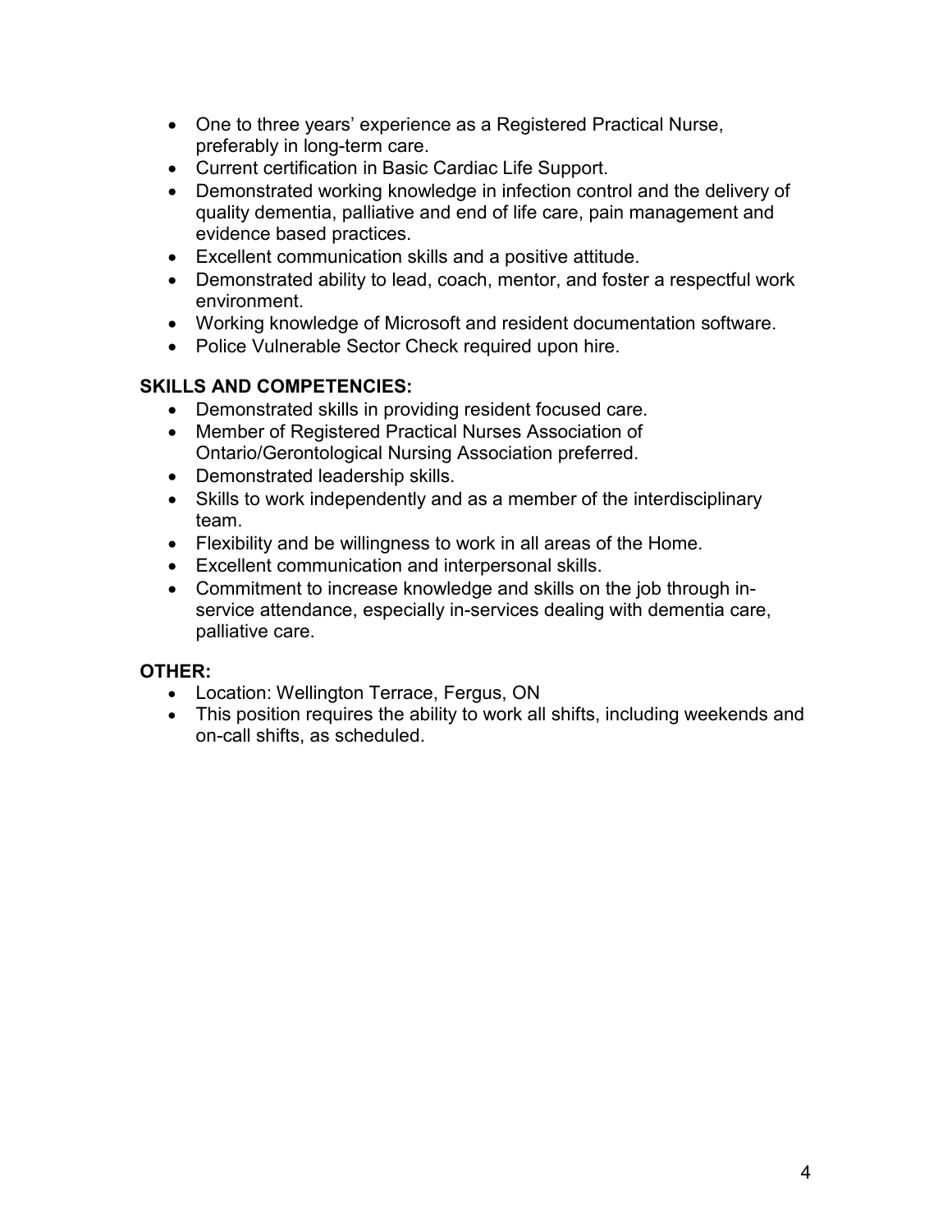- One to three years' experience as a Registered Practical Nurse, preferably in long-term care.
- Current certification in Basic Cardiac Life Support.
- Demonstrated working knowledge in infection control and the delivery of quality dementia, palliative and end of life care, pain management and evidence based practices.
- Excellent communication skills and a positive attitude.
- Demonstrated ability to lead, coach, mentor, and foster a respectful work environment.
- Working knowledge of Microsoft and resident documentation software.
- Police Vulnerable Sector Check required upon hire.

**SKILLS AND COMPETENCIES:**

- Demonstrated skills in providing resident focused care.
- Member of Registered Practical Nurses Association of Ontario/Gerontological Nursing Association preferred.
- Demonstrated leadership skills.
- Skills to work independently and as a member of the interdisciplinary team.
- Flexibility and be willingness to work in all areas of the Home.
- Excellent communication and interpersonal skills.
- Commitment to increase knowledge and skills on the job through in-service attendance, especially in-services dealing with dementia care, palliative care.

**OTHER:**

- Location: Wellington Terrace, Fergus, ON
- This position requires the ability to work all shifts, including weekends and on-call shifts, as scheduled.